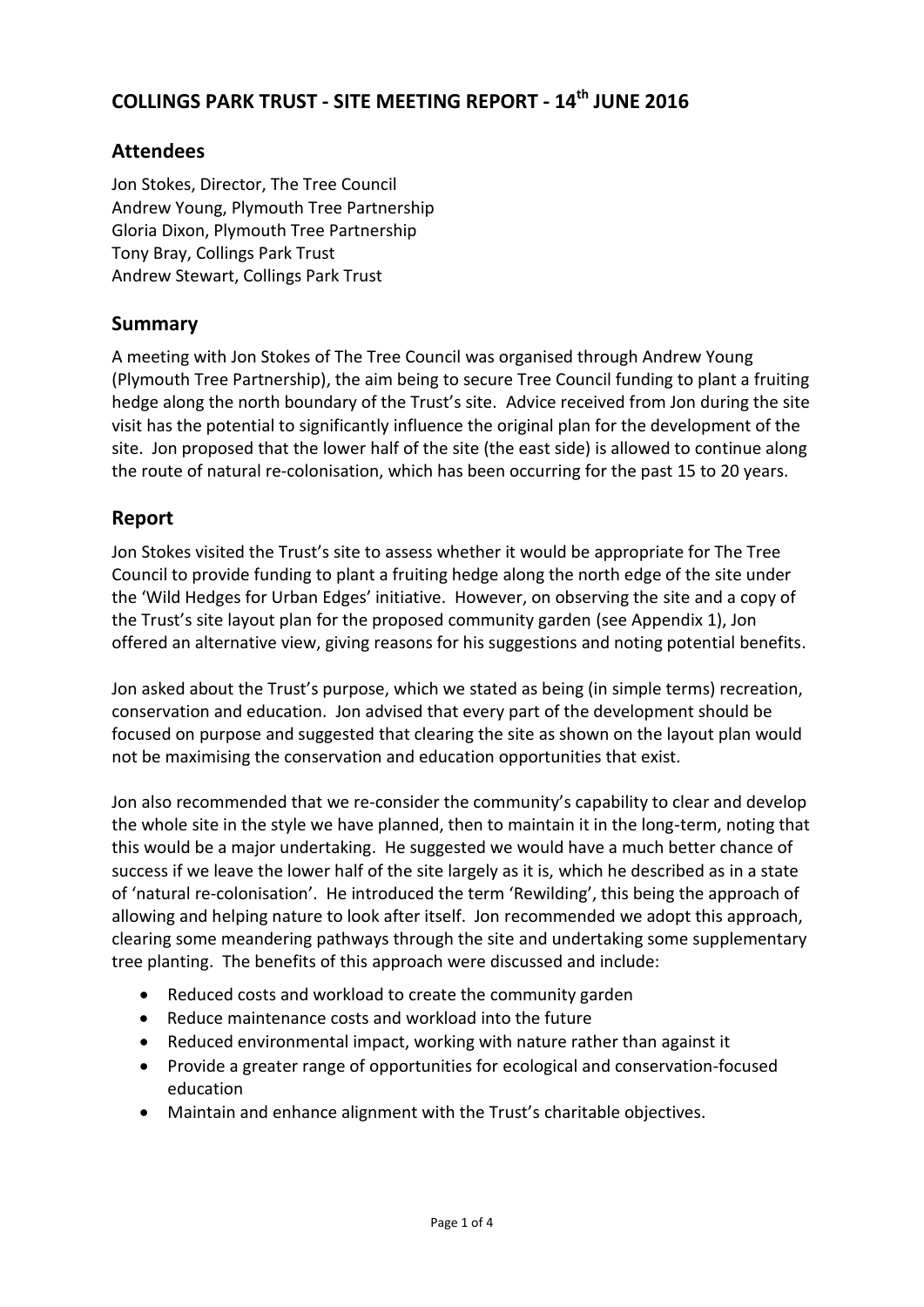# COLLINGS PARK TRUST - SITE MEETING REPORT - 14th JUNE 2016

## Attendees

Jon Stokes, Director, The Tree Council
Andrew Young, Plymouth Tree Partnership
Gloria Dixon, Plymouth Tree Partnership
Tony Bray, Collings Park Trust
Andrew Stewart, Collings Park Trust

## Summary

A meeting with Jon Stokes of The Tree Council was organised through Andrew Young (Plymouth Tree Partnership), the aim being to secure Tree Council funding to plant a fruiting hedge along the north boundary of the Trust's site. Advice received from Jon during the site visit has the potential to significantly influence the original plan for the development of the site. Jon proposed that the lower half of the site (the east side) is allowed to continue along the route of natural re-colonisation, which has been occurring for the past 15 to 20 years.

## Report

Jon Stokes visited the Trust's site to assess whether it would be appropriate for The Tree Council to provide funding to plant a fruiting hedge along the north edge of the site under the 'Wild Hedges for Urban Edges' initiative. However, on observing the site and a copy of the Trust's site layout plan for the proposed community garden (see Appendix 1), Jon offered an alternative view, giving reasons for his suggestions and noting potential benefits.

Jon asked about the Trust's purpose, which we stated as being (in simple terms) recreation, conservation and education. Jon advised that every part of the development should be focused on purpose and suggested that clearing the site as shown on the layout plan would not be maximising the conservation and education opportunities that exist.

Jon also recommended that we re-consider the community's capability to clear and develop the whole site in the style we have planned, then to maintain it in the long-term, noting that this would be a major undertaking. He suggested we would have a much better chance of success if we leave the lower half of the site largely as it is, which he described as in a state of 'natural re-colonisation'. He introduced the term 'Rewilding', this being the approach of allowing and helping nature to look after itself. Jon recommended we adopt this approach, clearing some meandering pathways through the site and undertaking some supplementary tree planting. The benefits of this approach were discussed and include:

- Reduced costs and workload to create the community garden
- Reduce maintenance costs and workload into the future
- Reduced environmental impact, working with nature rather than against it
- Provide a greater range of opportunities for ecological and conservation-focused education
- Maintain and enhance alignment with the Trust's charitable objectives.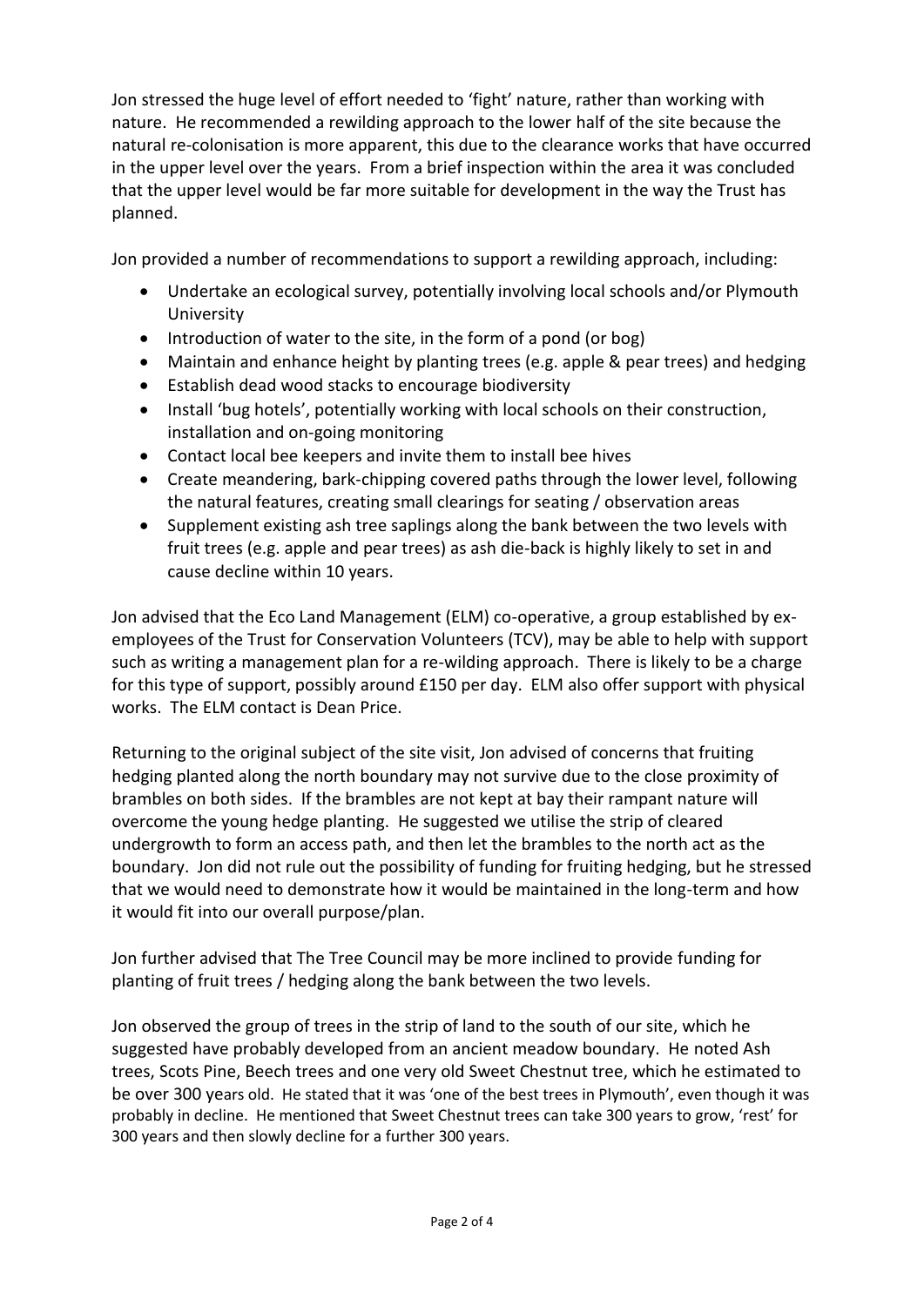Jon stressed the huge level of effort needed to 'fight' nature, rather than working with nature. He recommended a rewilding approach to the lower half of the site because the natural re-colonisation is more apparent, this due to the clearance works that have occurred in the upper level over the years. From a brief inspection within the area it was concluded that the upper level would be far more suitable for development in the way the Trust has planned.

Jon provided a number of recommendations to support a rewilding approach, including:

- Undertake an ecological survey, potentially involving local schools and/or Plymouth University
- Introduction of water to the site, in the form of a pond (or bog)
- Maintain and enhance height by planting trees (e.g. apple & pear trees) and hedging
- Establish dead wood stacks to encourage biodiversity
- Install 'bug hotels', potentially working with local schools on their construction, installation and on-going monitoring
- Contact local bee keepers and invite them to install bee hives
- Create meandering, bark-chipping covered paths through the lower level, following the natural features, creating small clearings for seating / observation areas
- Supplement existing ash tree saplings along the bank between the two levels with fruit trees (e.g. apple and pear trees) as ash die-back is highly likely to set in and cause decline within 10 years.

Jon advised that the Eco Land Management (ELM) co-operative, a group established by ex-employees of the Trust for Conservation Volunteers (TCV), may be able to help with support such as writing a management plan for a re-wilding approach. There is likely to be a charge for this type of support, possibly around £150 per day. ELM also offer support with physical works. The ELM contact is Dean Price.

Returning to the original subject of the site visit, Jon advised of concerns that fruiting hedging planted along the north boundary may not survive due to the close proximity of brambles on both sides. If the brambles are not kept at bay their rampant nature will overcome the young hedge planting. He suggested we utilise the strip of cleared undergrowth to form an access path, and then let the brambles to the north act as the boundary. Jon did not rule out the possibility of funding for fruiting hedging, but he stressed that we would need to demonstrate how it would be maintained in the long-term and how it would fit into our overall purpose/plan.

Jon further advised that The Tree Council may be more inclined to provide funding for planting of fruit trees / hedging along the bank between the two levels.

Jon observed the group of trees in the strip of land to the south of our site, which he suggested have probably developed from an ancient meadow boundary. He noted Ash trees, Scots Pine, Beech trees and one very old Sweet Chestnut tree, which he estimated to be over 300 years old. He stated that it was 'one of the best trees in Plymouth', even though it was probably in decline. He mentioned that Sweet Chestnut trees can take 300 years to grow, 'rest' for 300 years and then slowly decline for a further 300 years.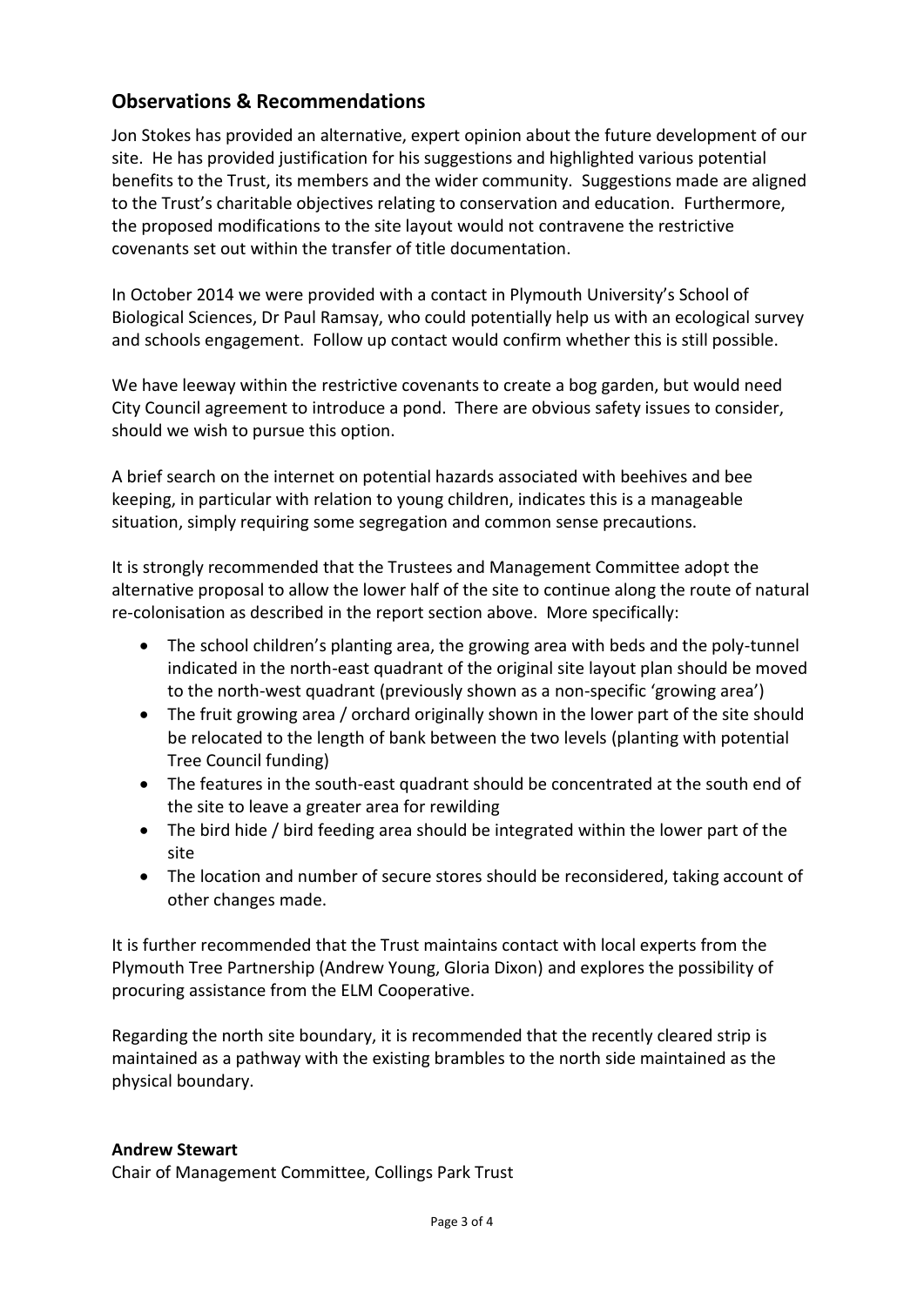## Observations & Recommendations

Jon Stokes has provided an alternative, expert opinion about the future development of our site. He has provided justification for his suggestions and highlighted various potential benefits to the Trust, its members and the wider community. Suggestions made are aligned to the Trust's charitable objectives relating to conservation and education. Furthermore, the proposed modifications to the site layout would not contravene the restrictive covenants set out within the transfer of title documentation.

In October 2014 we were provided with a contact in Plymouth University's School of Biological Sciences, Dr Paul Ramsay, who could potentially help us with an ecological survey and schools engagement. Follow up contact would confirm whether this is still possible.

We have leeway within the restrictive covenants to create a bog garden, but would need City Council agreement to introduce a pond. There are obvious safety issues to consider, should we wish to pursue this option.

A brief search on the internet on potential hazards associated with beehives and bee keeping, in particular with relation to young children, indicates this is a manageable situation, simply requiring some segregation and common sense precautions.

It is strongly recommended that the Trustees and Management Committee adopt the alternative proposal to allow the lower half of the site to continue along the route of natural re-colonisation as described in the report section above. More specifically:

- The school children's planting area, the growing area with beds and the poly-tunnel indicated in the north-east quadrant of the original site layout plan should be moved to the north-west quadrant (previously shown as a non-specific 'growing area')
- The fruit growing area / orchard originally shown in the lower part of the site should be relocated to the length of bank between the two levels (planting with potential Tree Council funding)
- The features in the south-east quadrant should be concentrated at the south end of the site to leave a greater area for rewilding
- The bird hide / bird feeding area should be integrated within the lower part of the site
- The location and number of secure stores should be reconsidered, taking account of other changes made.

It is further recommended that the Trust maintains contact with local experts from the Plymouth Tree Partnership (Andrew Young, Gloria Dixon) and explores the possibility of procuring assistance from the ELM Cooperative.

Regarding the north site boundary, it is recommended that the recently cleared strip is maintained as a pathway with the existing brambles to the north side maintained as the physical boundary.

**Andrew Stewart**
Chair of Management Committee, Collings Park Trust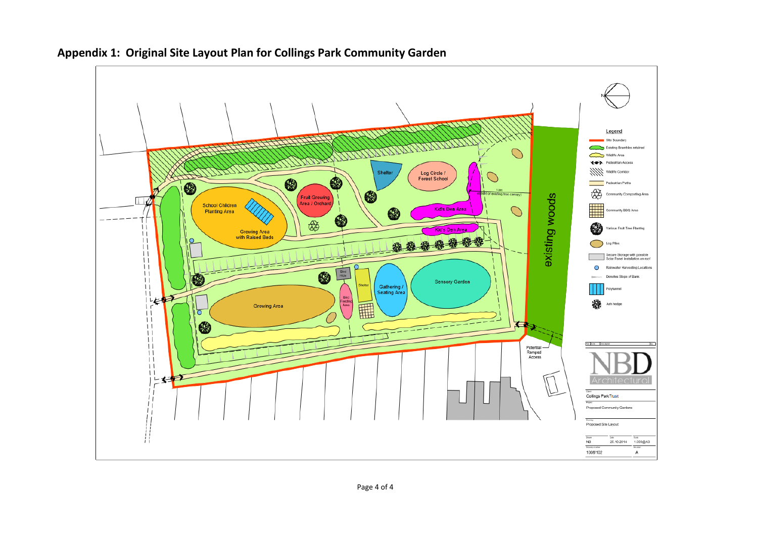## Appendix 1: Original Site Layout Plan for Collings Park Community Garden

Shelter

Log Circle / Forest School

Fruit Growing Area / Orchard

School Children Planting Area

Growing Area with Raised Beds

Kid's Den Area

Kid's Den Area

13m (extent of existing tree canopy)

existing woods

Bird Hide

Shelter

Bird Feeding Area

Gathering / Seating Area

Sensory Garden

Growing Area

Potential Ramped Access

Legend

Site Boundary

Existing Brambles retained

Wildlife Area

Pedestrian Access

Wildlife Corridor

Pedestrian Paths

Community Composting Area

Community BBQ Area

Various Fruit Tree Planting

Log Piles

Secure Storage with possible Solar Panel installation on roof

Rainwater Harvesting Locations

Denotes Slope of Bank

Polytunnel

Ash hedge

NBD Architectural

Client: Collings Park Trust

Project: Proposed Community Gardens

Drawing: Proposed Site Layout

Drawn: NB

Date: 25.10.2014

Scale: 1:500@A3

Drawing number: 1006/102

Revision: A